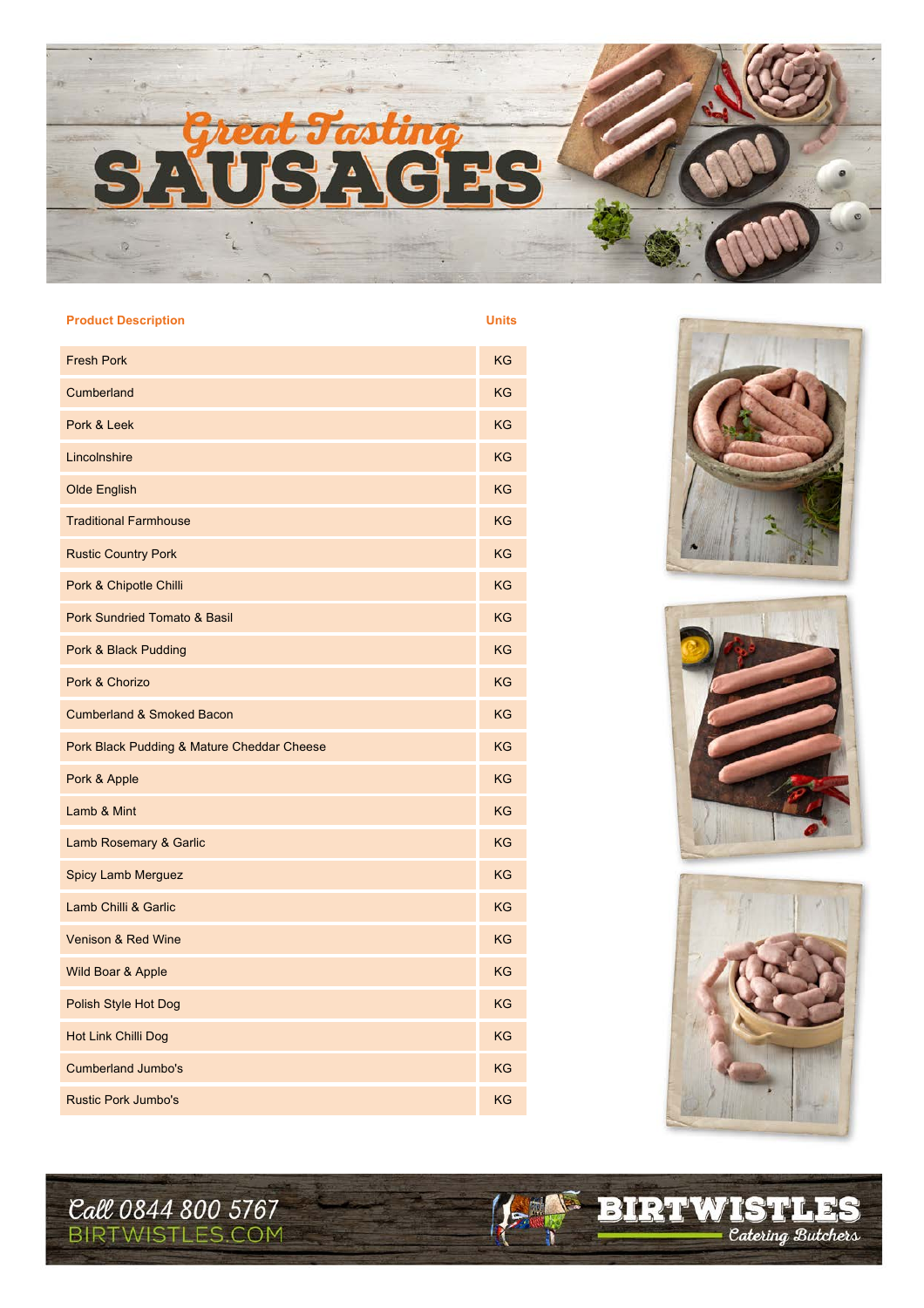# Great Tasting SAUSAGES

| Product Description | Units |
|---|---|
| Fresh Pork | KG |
| Cumberland | KG |
| Pork & Leek | KG |
| Lincolnshire | KG |
| Olde English | KG |
| Traditional Farmhouse | KG |
| Rustic Country Pork | KG |
| Pork & Chipotle Chilli | KG |
| Pork Sundried Tomato & Basil | KG |
| Pork & Black Pudding | KG |
| Pork & Chorizo | KG |
| Cumberland & Smoked Bacon | KG |
| Pork Black Pudding & Mature Cheddar Cheese | KG |
| Pork & Apple | KG |
| Lamb & Mint | KG |
| Lamb Rosemary & Garlic | KG |
| Spicy Lamb Merguez | KG |
| Lamb Chilli & Garlic | KG |
| Venison & Red Wine | KG |
| Wild Boar & Apple | KG |
| Polish Style Hot Dog | KG |
| Hot Link Chilli Dog | KG |
| Cumberland Jumbo's | KG |
| Rustic Pork Jumbo's | KG |

Call 0844 800 5767
BIRTWISTLES.COM

BIRTWISTLES Catering Butchers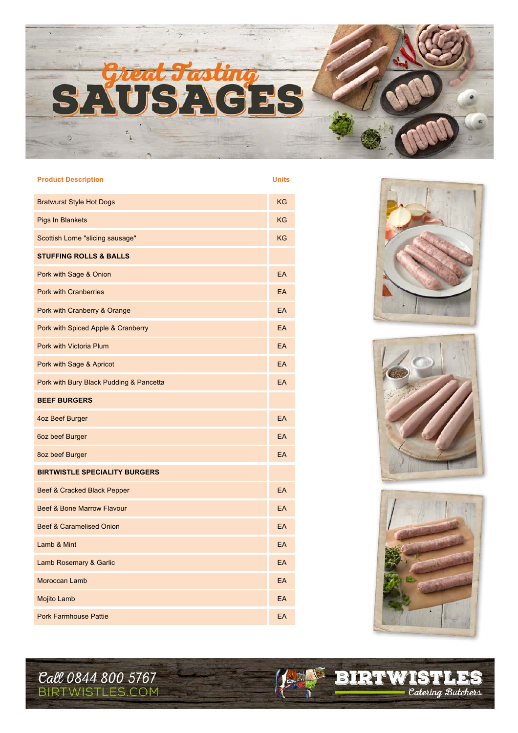# Great Tasting SAUSAGES

| Product Description | Units |
|---|---|
| Bratwurst Style Hot Dogs | KG |
| Pigs In Blankets | KG |
| Scottish Lorne "slicing sausage" | KG |
| **STUFFING ROLLS & BALLS** | |
| Pork with Sage & Onion | EA |
| Pork with Cranberries | EA |
| Pork with Cranberry & Orange | EA |
| Pork with Spiced Apple & Cranberry | EA |
| Pork with Victoria Plum | EA |
| Pork with Sage & Apricot | EA |
| Pork with Bury Black Pudding & Pancetta | EA |
| **BEEF BURGERS** | |
| 4oz Beef Burger | EA |
| 6oz beef Burger | EA |
| 8oz beef Burger | EA |
| **BIRTWISTLE SPECIALITY BURGERS** | |
| Beef & Cracked Black Pepper | EA |
| Beef & Bone Marrow Flavour | EA |
| Beef & Caramelised Onion | EA |
| Lamb & Mint | EA |
| Lamb Rosemary & Garlic | EA |
| Moroccan Lamb | EA |
| Mojito Lamb | EA |
| Pork Farmhouse Pattie | EA |

Call 0844 800 5767
BIRTWISTLES.COM

BIRTWISTLES Catering Butchers